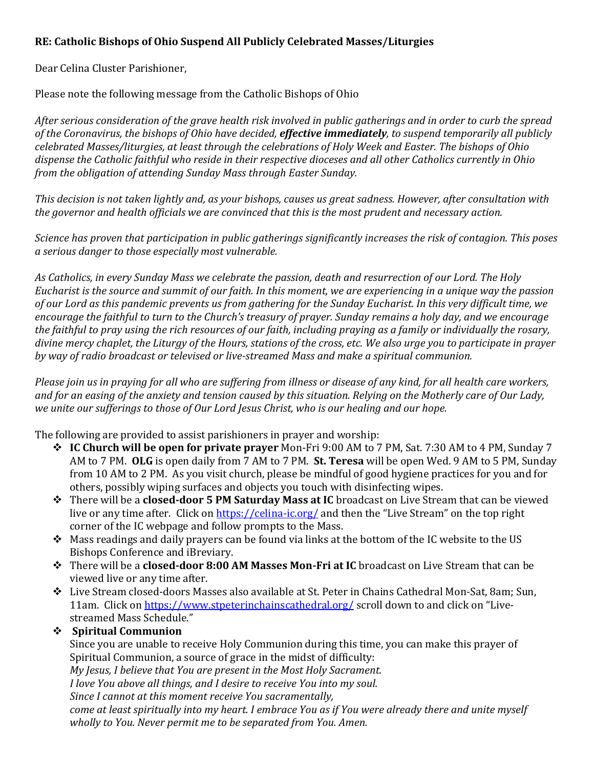**RE: Catholic Bishops of Ohio Suspend All Publicly Celebrated Masses/Liturgies**

Dear Celina Cluster Parishioner,

Please note the following message from the Catholic Bishops of Ohio

*After serious consideration of the grave health risk involved in public gatherings and in order to curb the spread of the Coronavirus, the bishops of Ohio have decided, **effective immediately**, to suspend temporarily all publicly celebrated Masses/liturgies, at least through the celebrations of Holy Week and Easter. The bishops of Ohio dispense the Catholic faithful who reside in their respective dioceses and all other Catholics currently in Ohio from the obligation of attending Sunday Mass through Easter Sunday.*

*This decision is not taken lightly and, as your bishops, causes us great sadness. However, after consultation with the governor and health officials we are convinced that this is the most prudent and necessary action.*

*Science has proven that participation in public gatherings significantly increases the risk of contagion. This poses a serious danger to those especially most vulnerable.*

*As Catholics, in every Sunday Mass we celebrate the passion, death and resurrection of our Lord. The Holy Eucharist is the source and summit of our faith. In this moment, we are experiencing in a unique way the passion of our Lord as this pandemic prevents us from gathering for the Sunday Eucharist. In this very difficult time, we encourage the faithful to turn to the Church's treasury of prayer. Sunday remains a holy day, and we encourage the faithful to pray using the rich resources of our faith, including praying as a family or individually the rosary, divine mercy chaplet, the Liturgy of the Hours, stations of the cross, etc. We also urge you to participate in prayer by way of radio broadcast or televised or live-streamed Mass and make a spiritual communion.*

*Please join us in praying for all who are suffering from illness or disease of any kind, for all health care workers, and for an easing of the anxiety and tension caused by this situation. Relying on the Motherly care of Our Lady, we unite our sufferings to those of Our Lord Jesus Christ, who is our healing and our hope.*

The following are provided to assist parishioners in prayer and worship:

- **IC Church will be open for private prayer** Mon-Fri 9:00 AM to 7 PM, Sat. 7:30 AM to 4 PM, Sunday 7 AM to 7 PM. **OLG** is open daily from 7 AM to 7 PM. **St. Teresa** will be open Wed. 9 AM to 5 PM, Sunday from 10 AM to 2 PM. As you visit church, please be mindful of good hygiene practices for you and for others, possibly wiping surfaces and objects you touch with disinfecting wipes.
- There will be a **closed-door 5 PM Saturday Mass at IC** broadcast on Live Stream that can be viewed live or any time after. Click on [https://celina-ic.org/](https://celina-ic.org/) and then the "Live Stream" on the top right corner of the IC webpage and follow prompts to the Mass.
- Mass readings and daily prayers can be found via links at the bottom of the IC website to the US Bishops Conference and iBreviary.
- There will be a **closed-door 8:00 AM Masses Mon-Fri at IC** broadcast on Live Stream that can be viewed live or any time after.
- Live Stream closed-doors Masses also available at St. Peter in Chains Cathedral Mon-Sat, 8am; Sun, 11am. Click on [https://www.stpeterinchainscathedral.org/](https://www.stpeterinchainscathedral.org/) scroll down to and click on "Live-streamed Mass Schedule."
- **Spiritual Communion**
  Since you are unable to receive Holy Communion during this time, you can make this prayer of Spiritual Communion, a source of grace in the midst of difficulty:
  *My Jesus, I believe that You are present in the Most Holy Sacrament.*
  *I love You above all things, and I desire to receive You into my soul.*
  *Since I cannot at this moment receive You sacramentally,*
  *come at least spiritually into my heart. I embrace You as if You were already there and unite myself wholly to You. Never permit me to be separated from You. Amen.*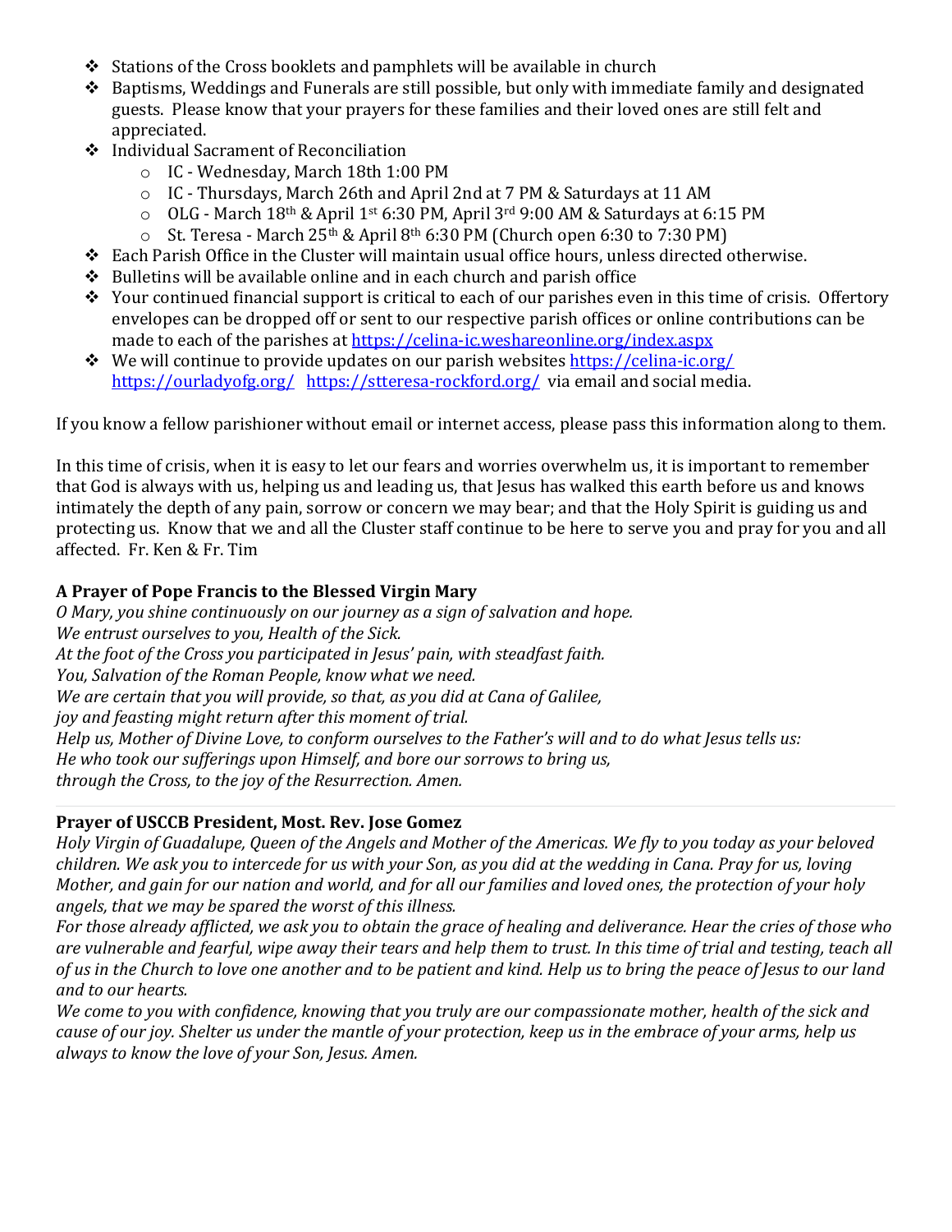- Stations of the Cross booklets and pamphlets will be available in church
- Baptisms, Weddings and Funerals are still possible, but only with immediate family and designated guests. Please know that your prayers for these families and their loved ones are still felt and appreciated.
- Individual Sacrament of Reconciliation
  - IC - Wednesday, March 18th 1:00 PM
  - IC - Thursdays, March 26th and April 2nd at 7 PM & Saturdays at 11 AM
  - OLG - March 18th & April 1st 6:30 PM, April 3rd 9:00 AM & Saturdays at 6:15 PM
  - St. Teresa - March 25th & April 8th 6:30 PM (Church open 6:30 to 7:30 PM)
- Each Parish Office in the Cluster will maintain usual office hours, unless directed otherwise.
- Bulletins will be available online and in each church and parish office
- Your continued financial support is critical to each of our parishes even in this time of crisis. Offertory envelopes can be dropped off or sent to our respective parish offices or online contributions can be made to each of the parishes at https://celina-ic.weshareonline.org/index.aspx
- We will continue to provide updates on our parish websites https://celina-ic.org/ https://ourladyofg.org/ https://stteresa-rockford.org/ via email and social media.

If you know a fellow parishioner without email or internet access, please pass this information along to them.

In this time of crisis, when it is easy to let our fears and worries overwhelm us, it is important to remember that God is always with us, helping us and leading us, that Jesus has walked this earth before us and knows intimately the depth of any pain, sorrow or concern we may bear; and that the Holy Spirit is guiding us and protecting us. Know that we and all the Cluster staff continue to be here to serve you and pray for you and all affected. Fr. Ken & Fr. Tim

**A Prayer of Pope Francis to the Blessed Virgin Mary**

*O Mary, you shine continuously on our journey as a sign of salvation and hope.*
*We entrust ourselves to you, Health of the Sick.*
*At the foot of the Cross you participated in Jesus' pain, with steadfast faith.*
*You, Salvation of the Roman People, know what we need.*
*We are certain that you will provide, so that, as you did at Cana of Galilee,*
*joy and feasting might return after this moment of trial.*
*Help us, Mother of Divine Love, to conform ourselves to the Father's will and to do what Jesus tells us:*
*He who took our sufferings upon Himself, and bore our sorrows to bring us,*
*through the Cross, to the joy of the Resurrection. Amen.*

---

**Prayer of USCCB President, Most. Rev. Jose Gomez**

*Holy Virgin of Guadalupe, Queen of the Angels and Mother of the Americas. We fly to you today as your beloved children. We ask you to intercede for us with your Son, as you did at the wedding in Cana. Pray for us, loving Mother, and gain for our nation and world, and for all our families and loved ones, the protection of your holy angels, that we may be spared the worst of this illness.*

*For those already afflicted, we ask you to obtain the grace of healing and deliverance. Hear the cries of those who are vulnerable and fearful, wipe away their tears and help them to trust. In this time of trial and testing, teach all of us in the Church to love one another and to be patient and kind. Help us to bring the peace of Jesus to our land and to our hearts.*

*We come to you with confidence, knowing that you truly are our compassionate mother, health of the sick and cause of our joy. Shelter us under the mantle of your protection, keep us in the embrace of your arms, help us always to know the love of your Son, Jesus. Amen.*